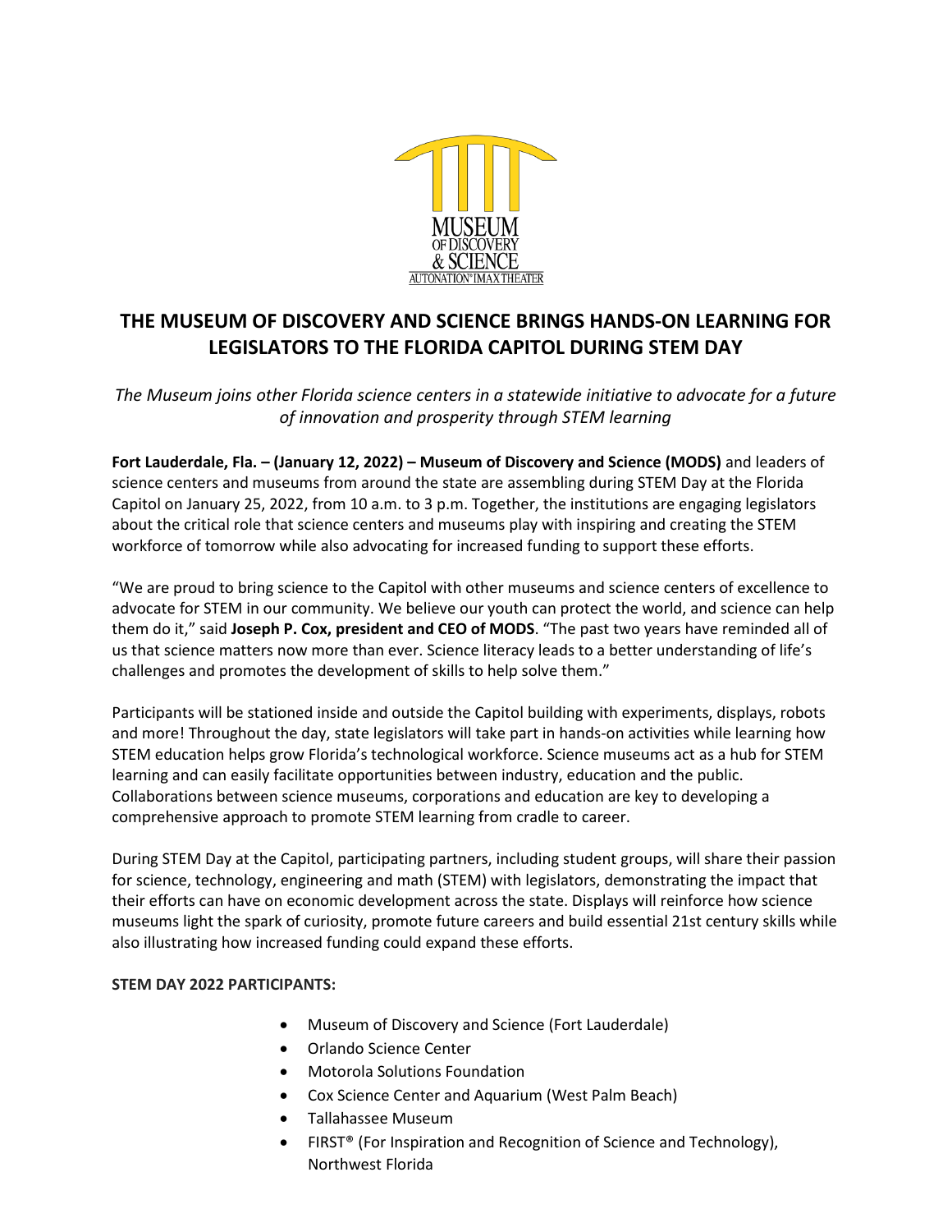# THE MUSEUM OF DISCOVERY AND SCIENCE BRINGS HANDS-ON LEARNING FOR LEGISLATORS TO THE FLORIDA CAPITOL DURING STEM DAY

*The Museum joins other Florida science centers in a statewide initiative to advocate for a future of innovation and prosperity through STEM learning*

**Fort Lauderdale, Fla. – (January 12, 2022) – Museum of Discovery and Science (MODS)** and leaders of science centers and museums from around the state are assembling during STEM Day at the Florida Capitol on January 25, 2022, from 10 a.m. to 3 p.m. Together, the institutions are engaging legislators about the critical role that science centers and museums play with inspiring and creating the STEM workforce of tomorrow while also advocating for increased funding to support these efforts.

"We are proud to bring science to the Capitol with other museums and science centers of excellence to advocate for STEM in our community. We believe our youth can protect the world, and science can help them do it," said **Joseph P. Cox, president and CEO of MODS**. "The past two years have reminded all of us that science matters now more than ever. Science literacy leads to a better understanding of life's challenges and promotes the development of skills to help solve them."

Participants will be stationed inside and outside the Capitol building with experiments, displays, robots and more! Throughout the day, state legislators will take part in hands-on activities while learning how STEM education helps grow Florida's technological workforce. Science museums act as a hub for STEM learning and can easily facilitate opportunities between industry, education and the public. Collaborations between science museums, corporations and education are key to developing a comprehensive approach to promote STEM learning from cradle to career.

During STEM Day at the Capitol, participating partners, including student groups, will share their passion for science, technology, engineering and math (STEM) with legislators, demonstrating the impact that their efforts can have on economic development across the state. Displays will reinforce how science museums light the spark of curiosity, promote future careers and build essential 21st century skills while also illustrating how increased funding could expand these efforts.

**STEM DAY 2022 PARTICIPANTS:**

- Museum of Discovery and Science (Fort Lauderdale)
- Orlando Science Center
- Motorola Solutions Foundation
- Cox Science Center and Aquarium (West Palm Beach)
- Tallahassee Museum
- FIRST® (For Inspiration and Recognition of Science and Technology), Northwest Florida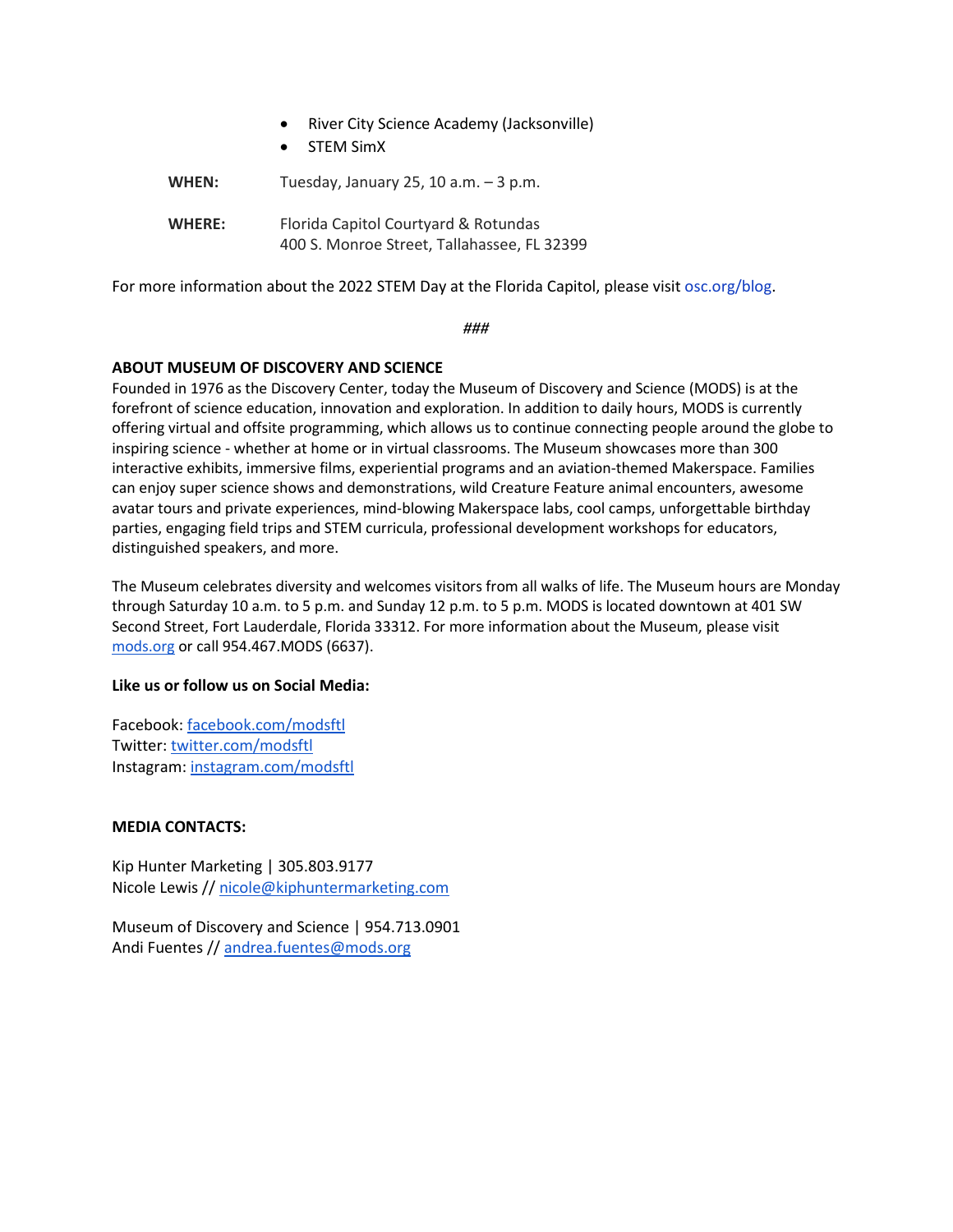- River City Science Academy (Jacksonville)
- STEM SimX

**WHEN:** Tuesday, January 25, 10 a.m. – 3 p.m.

**WHERE:** Florida Capitol Courtyard & Rotundas
400 S. Monroe Street, Tallahassee, FL 32399

For more information about the 2022 STEM Day at the Florida Capitol, please visit osc.org/blog.

###

**ABOUT MUSEUM OF DISCOVERY AND SCIENCE**
Founded in 1976 as the Discovery Center, today the Museum of Discovery and Science (MODS) is at the forefront of science education, innovation and exploration. In addition to daily hours, MODS is currently offering virtual and offsite programming, which allows us to continue connecting people around the globe to inspiring science - whether at home or in virtual classrooms. The Museum showcases more than 300 interactive exhibits, immersive films, experiential programs and an aviation-themed Makerspace. Families can enjoy super science shows and demonstrations, wild Creature Feature animal encounters, awesome avatar tours and private experiences, mind-blowing Makerspace labs, cool camps, unforgettable birthday parties, engaging field trips and STEM curricula, professional development workshops for educators, distinguished speakers, and more.

The Museum celebrates diversity and welcomes visitors from all walks of life. The Museum hours are Monday through Saturday 10 a.m. to 5 p.m. and Sunday 12 p.m. to 5 p.m. MODS is located downtown at 401 SW Second Street, Fort Lauderdale, Florida 33312. For more information about the Museum, please visit mods.org or call 954.467.MODS (6637).

**Like us or follow us on Social Media:**

Facebook: facebook.com/modsftl
Twitter: twitter.com/modsftl
Instagram: instagram.com/modsftl

**MEDIA CONTACTS:**

Kip Hunter Marketing | 305.803.9177
Nicole Lewis // nicole@kiphuntermarketing.com

Museum of Discovery and Science | 954.713.0901
Andi Fuentes // andrea.fuentes@mods.org